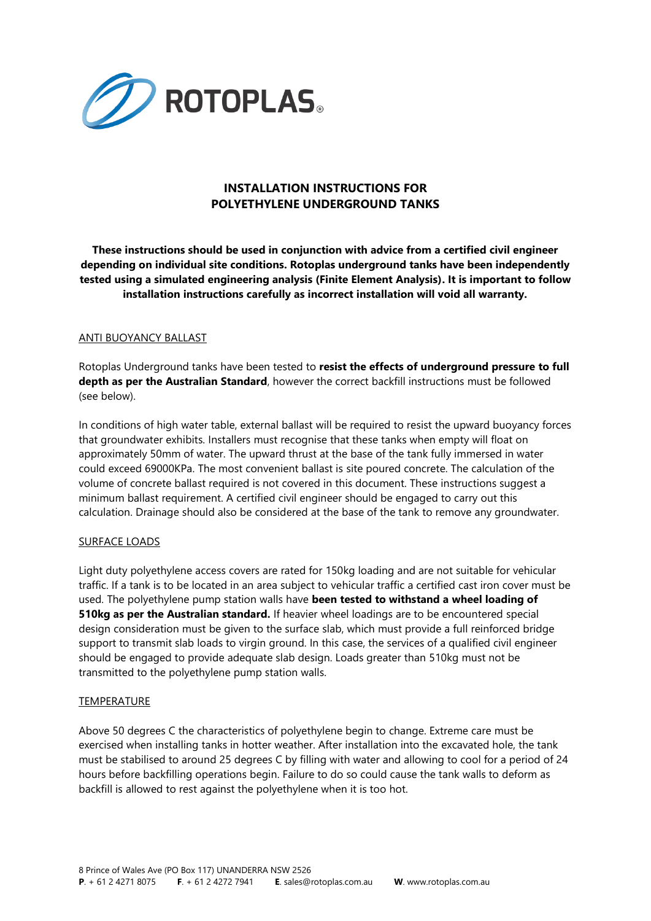ROTOPLAS®

# INSTALLATION INSTRUCTIONS FOR POLYETHYLENE UNDERGROUND TANKS

**These instructions should be used in conjunction with advice from a certified civil engineer depending on individual site conditions. Rotoplas underground tanks have been independently tested using a simulated engineering analysis (Finite Element Analysis). It is important to follow installation instructions carefully as incorrect installation will void all warranty.**

## ANTI BUOYANCY BALLAST

Rotoplas Underground tanks have been tested to **resist the effects of underground pressure to full depth as per the Australian Standard**, however the correct backfill instructions must be followed (see below).

In conditions of high water table, external ballast will be required to resist the upward buoyancy forces that groundwater exhibits. Installers must recognise that these tanks when empty will float on approximately 50mm of water. The upward thrust at the base of the tank fully immersed in water could exceed 69000KPa. The most convenient ballast is site poured concrete. The calculation of the volume of concrete ballast required is not covered in this document. These instructions suggest a minimum ballast requirement. A certified civil engineer should be engaged to carry out this calculation. Drainage should also be considered at the base of the tank to remove any groundwater.

## SURFACE LOADS

Light duty polyethylene access covers are rated for 150kg loading and are not suitable for vehicular traffic. If a tank is to be located in an area subject to vehicular traffic a certified cast iron cover must be used. The polyethylene pump station walls have **been tested to withstand a wheel loading of 510kg as per the Australian standard.** If heavier wheel loadings are to be encountered special design consideration must be given to the surface slab, which must provide a full reinforced bridge support to transmit slab loads to virgin ground. In this case, the services of a qualified civil engineer should be engaged to provide adequate slab design. Loads greater than 510kg must not be transmitted to the polyethylene pump station walls.

## TEMPERATURE

Above 50 degrees C the characteristics of polyethylene begin to change. Extreme care must be exercised when installing tanks in hotter weather. After installation into the excavated hole, the tank must be stabilised to around 25 degrees C by filling with water and allowing to cool for a period of 24 hours before backfilling operations begin. Failure to do so could cause the tank walls to deform as backfill is allowed to rest against the polyethylene when it is too hot.

8 Prince of Wales Ave (PO Box 117) UNANDERRA NSW 2526
**P**. + 61 2 4271 8075 **F**. + 61 2 4272 7941 **E**. sales@rotoplas.com.au **W**. www.rotoplas.com.au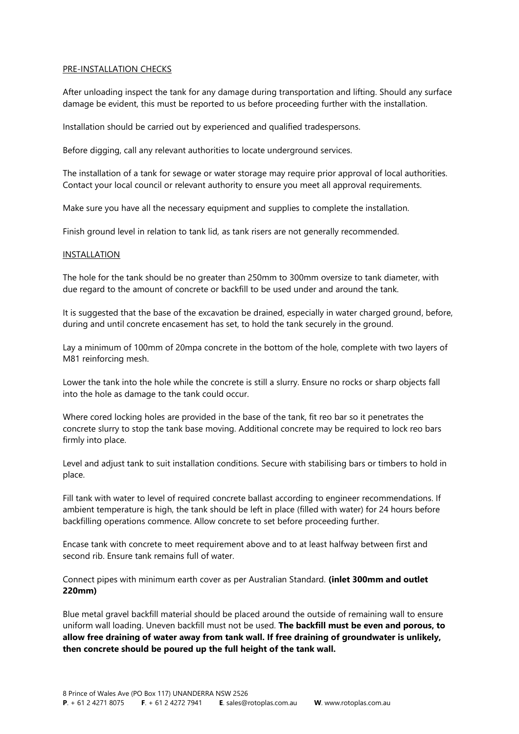## PRE-INSTALLATION CHECKS

After unloading inspect the tank for any damage during transportation and lifting. Should any surface damage be evident, this must be reported to us before proceeding further with the installation.

Installation should be carried out by experienced and qualified tradespersons.

Before digging, call any relevant authorities to locate underground services.

The installation of a tank for sewage or water storage may require prior approval of local authorities. Contact your local council or relevant authority to ensure you meet all approval requirements.

Make sure you have all the necessary equipment and supplies to complete the installation.

Finish ground level in relation to tank lid, as tank risers are not generally recommended.

## INSTALLATION

The hole for the tank should be no greater than 250mm to 300mm oversize to tank diameter, with due regard to the amount of concrete or backfill to be used under and around the tank.

It is suggested that the base of the excavation be drained, especially in water charged ground, before, during and until concrete encasement has set, to hold the tank securely in the ground.

Lay a minimum of 100mm of 20mpa concrete in the bottom of the hole, complete with two layers of M81 reinforcing mesh.

Lower the tank into the hole while the concrete is still a slurry. Ensure no rocks or sharp objects fall into the hole as damage to the tank could occur.

Where cored locking holes are provided in the base of the tank, fit reo bar so it penetrates the concrete slurry to stop the tank base moving. Additional concrete may be required to lock reo bars firmly into place.

Level and adjust tank to suit installation conditions. Secure with stabilising bars or timbers to hold in place.

Fill tank with water to level of required concrete ballast according to engineer recommendations. If ambient temperature is high, the tank should be left in place (filled with water) for 24 hours before backfilling operations commence. Allow concrete to set before proceeding further.

Encase tank with concrete to meet requirement above and to at least halfway between first and second rib. Ensure tank remains full of water.

Connect pipes with minimum earth cover as per Australian Standard. **(inlet 300mm and outlet 220mm)**

Blue metal gravel backfill material should be placed around the outside of remaining wall to ensure uniform wall loading. Uneven backfill must not be used. **The backfill must be even and porous, to allow free draining of water away from tank wall. If free draining of groundwater is unlikely, then concrete should be poured up the full height of the tank wall.**

8 Prince of Wales Ave (PO Box 117) UNANDERRA NSW 2526
**P**. + 61 2 4271 8075 **F**. + 61 2 4272 7941 **E**. sales@rotoplas.com.au **W**. www.rotoplas.com.au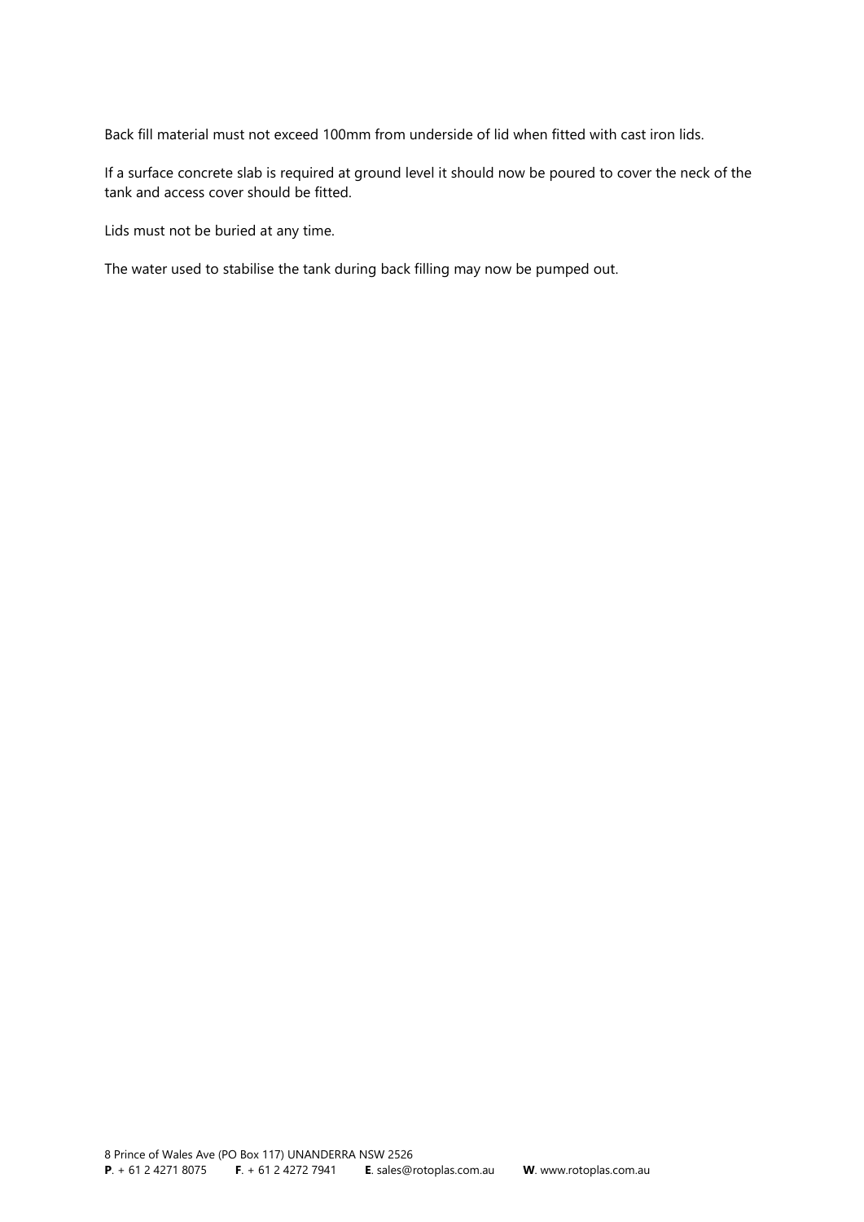Back fill material must not exceed 100mm from underside of lid when fitted with cast iron lids.

If a surface concrete slab is required at ground level it should now be poured to cover the neck of the tank and access cover should be fitted.

Lids must not be buried at any time.

The water used to stabilise the tank during back filling may now be pumped out.